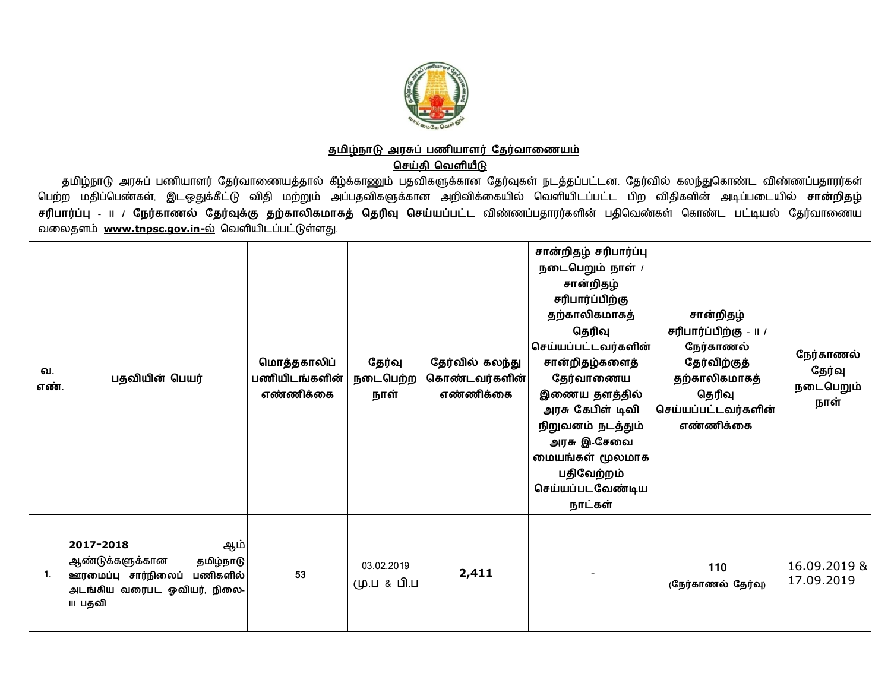**தமிழ்நாடு அரசுப் பணியாளர் தேர்வாணையம்**

**செய்தி வெளியீடு**

தமிழ்நாடு அரசுப் பணியாளர் தேர்வாணையத்தால் கீழ்க்காணும் பதவிகளுக்கான தேர்வுகள் நடத்தப்பட்டன. தேர்வில் கலந்துகொண்ட விண்ணப்பதாரர்கள் பெற்ற மதிப்பெண்கள், இடஒதுக்கீட்டு விதி மற்றும் அப்பதவிகளுக்கான அறிவிக்கையில் வெளியிடப்பட்ட பிற விதிகளின் அடிப்படையில் **சான்றிதழ் சரிபார்ப்பு - II / நேர்காணல் தேர்வுக்கு தற்காலிகமாகத் தெரிவு செய்யப்பட்ட** விண்ணப்பதாரர்களின் பதிவெண்கள் கொண்ட பட்டியல் தேர்வாணைய வலைதளம் **www.tnpsc.gov.in-**ல் வெளியிடப்பட்டுள்ளது.

| வ. எண். | பதவியின் பெயர் | மொத்தகாலிப் பணியிடங்களின் எண்ணிக்கை | தேர்வு நடைபெற்ற நாள் | தேர்வில் கலந்து கொண்டவர்களின் எண்ணிக்கை | சான்றிதழ் சரிபார்ப்பு நடைபெறும் நாள் / சான்றிதழ் சரிபார்ப்பிற்கு தற்காலிகமாகத் தெரிவு செய்யப்பட்டவர்களின் சான்றிதழ்களைத் தேர்வாணைய இணைய தளத்தில் அரசு கேபிள் டிவி நிறுவனம் நடத்தும் அரசு இ-சேவை மையங்கள் மூலமாக பதிவேற்றம் செய்யப்படவேண்டிய நாட்கள் | சான்றிதழ் சரிபார்ப்பிற்கு - II / நேர்காணல் தேர்விற்குத் தற்காலிகமாகத் தெரிவு செய்யப்பட்டவர்களின் எண்ணிக்கை | நேர்காணல் தேர்வு நடைபெறும் நாள் |
|---|---|---|---|---|---|---|---|
| 1. | **2017-2018** ஆம் ஆண்டுக்களுக்கான தமிழ்நாடு ஊரமைப்பு சார்நிலைப் பணிகளில் அடங்கிய வரைபட ஓவியர், நிலை-III பதவி | 53 | 03.02.2019 மு.ப & பி.ப | **2,411** | - | **110** (நேர்காணல் தேர்வு) | 16.09.2019 & 17.09.2019 |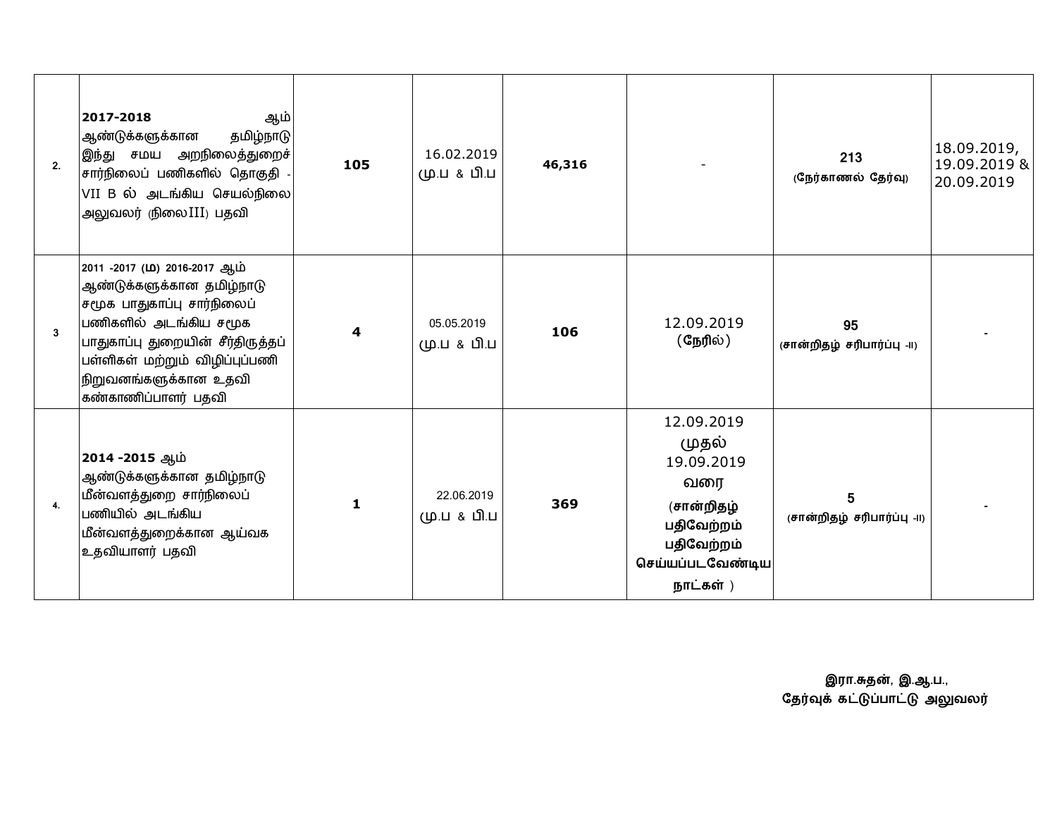| | | | | | | | |
|---|---|---|---|---|---|---|---|
| 2. | **2017-2018** ஆம் ஆண்டுக்களுக்கான தமிழ்நாடு இந்து சமய அறநிலைத்துறைச் சார்நிலைப் பணிகளில் தொகுதி - VII B ல் அடங்கிய செயல்நிலை அலுவலர் (நிலைIII) பதவி | **105** | 16.02.2019 மு.ப & பி.ப | **46,316** | - | **213** **(நேர்காணல் தேர்வு)** | 18.09.2019, 19.09.2019 & 20.09.2019 |
| 3 | **2011 -2017 (ம) 2016-2017** ஆம் ஆண்டுக்களுக்கான தமிழ்நாடு சமூக பாதுகாப்பு சார்நிலைப் பணிகளில் அடங்கிய சமூக பாதுகாப்பு துறையின் சீர்திருத்தப் பள்ளிகள் மற்றும் விழிப்புப்பணி நிறுவனங்களுக்கான உதவி கண்காணிப்பாளர் பதவி | **4** | 05.05.2019 மு.ப & பி.ப | **106** | 12.09.2019 (நேரில்) | **95** **(சான்றிதழ் சரிபார்ப்பு -II)** | - |
| 4. | **2014 -2015** ஆம் ஆண்டுக்களுக்கான தமிழ்நாடு மீன்வளத்துறை சார்நிலைப் பணியில் அடங்கிய மீன்வளத்துறைக்கான ஆய்வக உதவியாளர் பதவி | **1** | 22.06.2019 மு.ப & பி.ப | **369** | 12.09.2019 முதல் 19.09.2019 வரை **(சான்றிதழ் பதிவேற்றம் பதிவேற்றம் செய்யப்படவேண்டிய நாட்கள் )** | **5** **(சான்றிதழ் சரிபார்ப்பு -II)** | - |

**இரா.சுதன், இ.ஆ.ப.,**
**தேர்வுக் கட்டுப்பாட்டு அலுவலர்**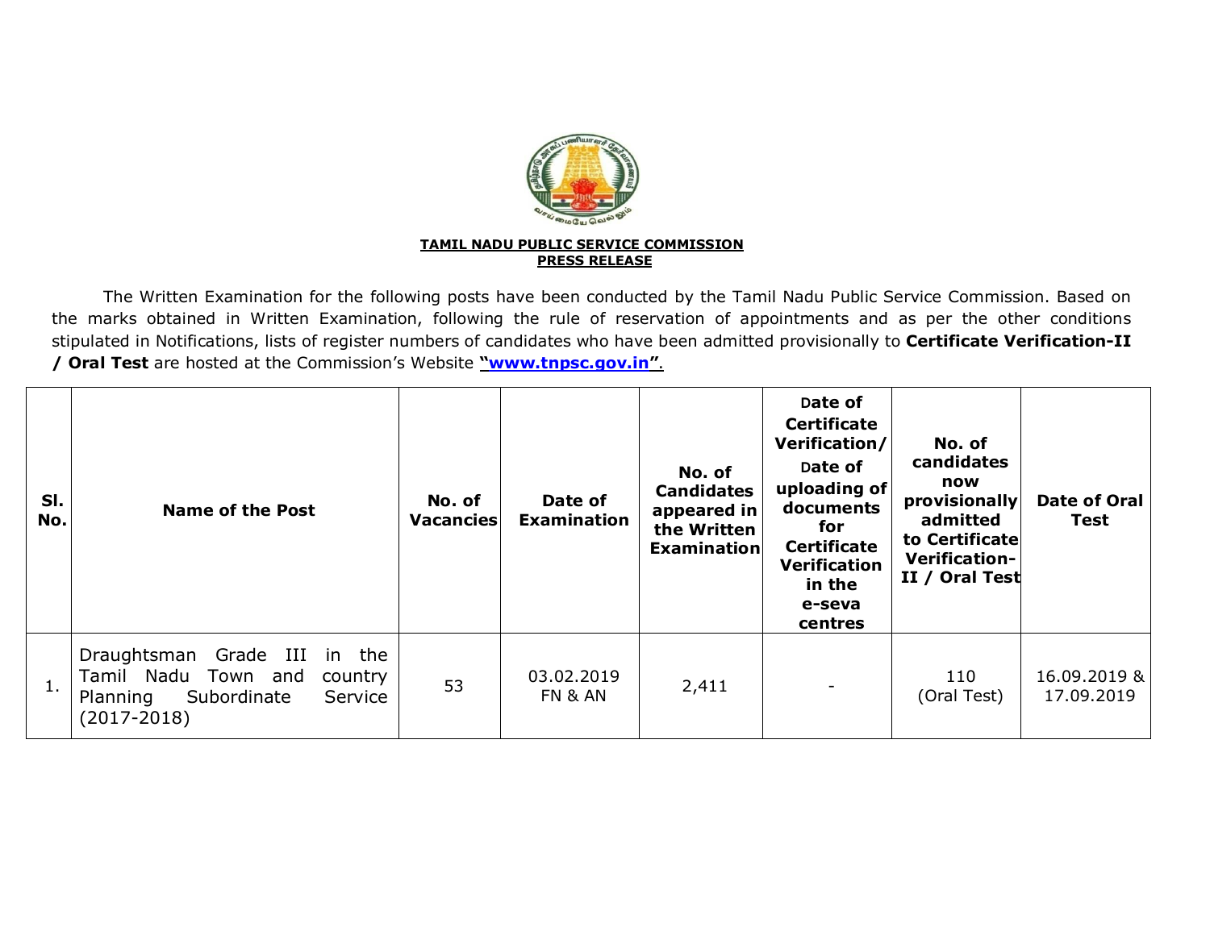**TAMIL NADU PUBLIC SERVICE COMMISSION**
**PRESS RELEASE**

The Written Examination for the following posts have been conducted by the Tamil Nadu Public Service Commission. Based on the marks obtained in Written Examination, following the rule of reservation of appointments and as per the other conditions stipulated in Notifications, lists of register numbers of candidates who have been admitted provisionally to **Certificate Verification-II / Oral Test** are hosted at the Commission's Website **"www.tnpsc.gov.in"**.

| Sl. No. | Name of the Post | No. of Vacancies | Date of Examination | No. of Candidates appeared in the Written Examination | Date of Certificate Verification/ Date of uploading of documents for Certificate Verification in the e-seva centres | No. of candidates now provisionally admitted to Certificate Verification-II / Oral Test | Date of Oral Test |
|---|---|---|---|---|---|---|---|
| 1. | Draughtsman Grade III in the Tamil Nadu Town and country Planning Subordinate Service (2017-2018) | 53 | 03.02.2019 FN & AN | 2,411 | - | 110 (Oral Test) | 16.09.2019 & 17.09.2019 |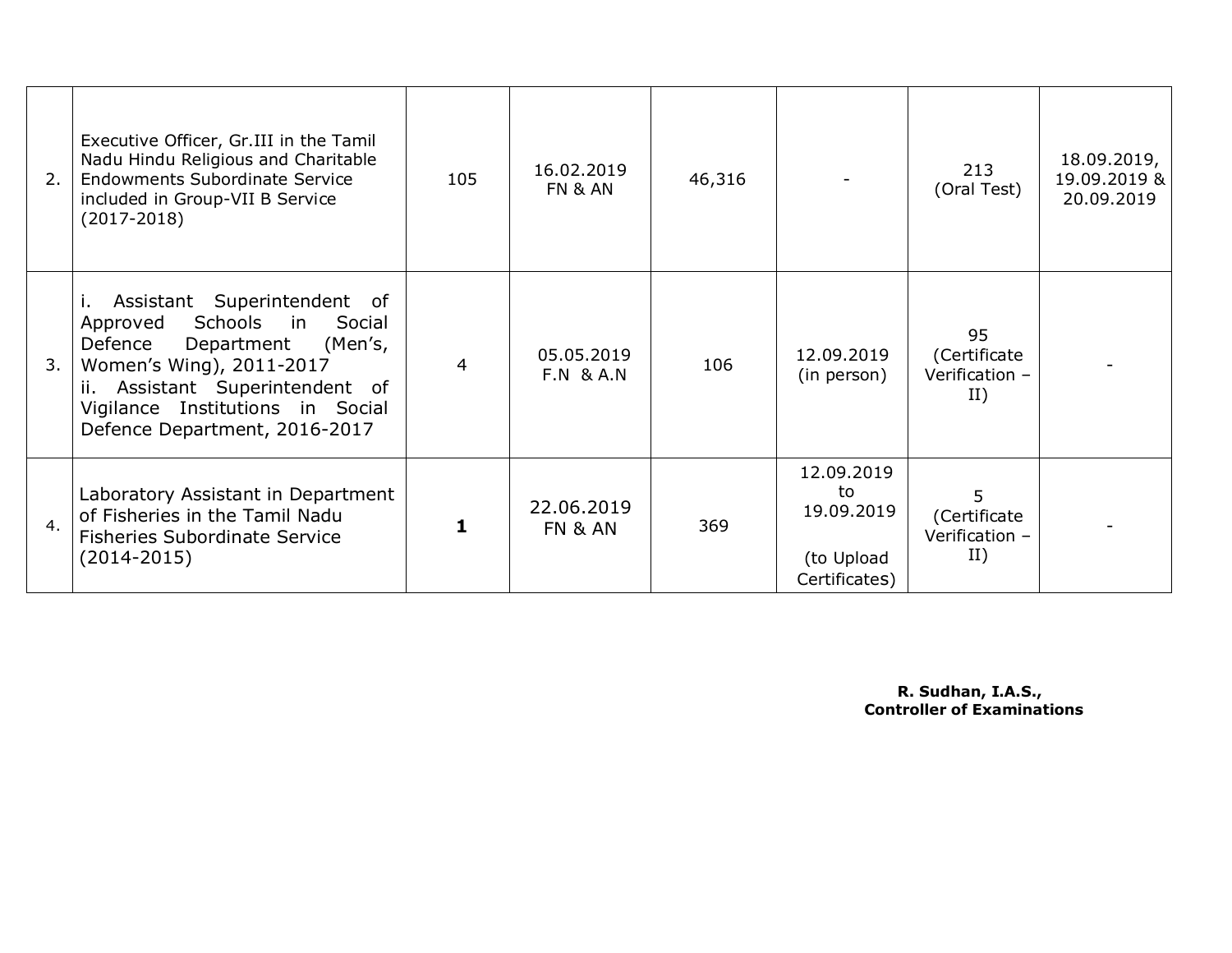| | | | | | | | |
|---|---|---|---|---|---|---|---|
| 2. | Executive Officer, Gr.III in the Tamil Nadu Hindu Religious and Charitable Endowments Subordinate Service included in Group-VII B Service (2017-2018) | 105 | 16.02.2019 FN & AN | 46,316 | - | 213 (Oral Test) | 18.09.2019, 19.09.2019 & 20.09.2019 |
| 3. | i. Assistant Superintendent of Approved Schools in Social Defence Department (Men's, Women's Wing), 2011-2017<br>ii. Assistant Superintendent of Vigilance Institutions in Social Defence Department, 2016-2017 | 4 | 05.05.2019 F.N & A.N | 106 | 12.09.2019 (in person) | 95 (Certificate Verification – II) | - |
| 4. | Laboratory Assistant in Department of Fisheries in the Tamil Nadu Fisheries Subordinate Service (2014-2015) | **1** | 22.06.2019 FN & AN | 369 | 12.09.2019 to 19.09.2019 (to Upload Certificates) | 5 (Certificate Verification – II) | - |

**R. Sudhan, I.A.S.,**
**Controller of Examinations**